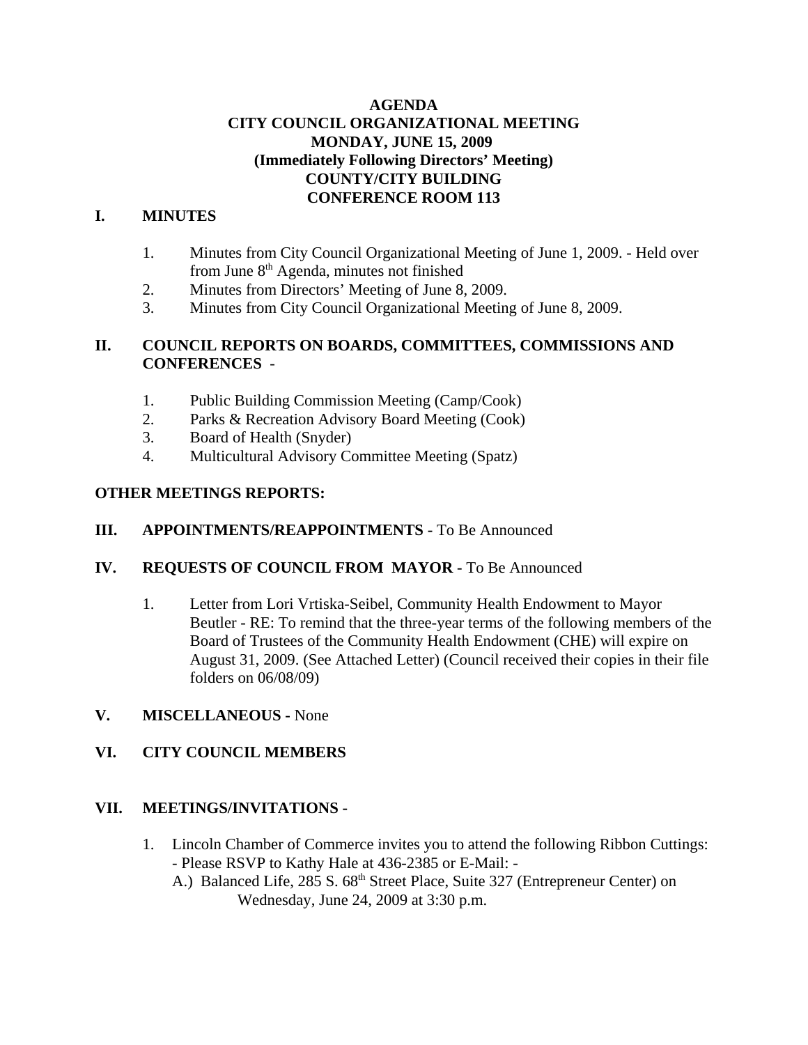# AGENDA
## CITY COUNCIL ORGANIZATIONAL MEETING
## MONDAY, JUNE 15, 2009
## (Immediately Following Directors' Meeting)
## COUNTY/CITY BUILDING
## CONFERENCE ROOM 113

## I. MINUTES

1. Minutes from City Council Organizational Meeting of June 1, 2009. - Held over from June 8th Agenda, minutes not finished
2. Minutes from Directors' Meeting of June 8, 2009.
3. Minutes from City Council Organizational Meeting of June 8, 2009.

## II. COUNCIL REPORTS ON BOARDS, COMMITTEES, COMMISSIONS AND CONFERENCES -

1. Public Building Commission Meeting (Camp/Cook)
2. Parks & Recreation Advisory Board Meeting (Cook)
3. Board of Health (Snyder)
4. Multicultural Advisory Committee Meeting (Spatz)

**OTHER MEETINGS REPORTS:**

## III. APPOINTMENTS/REAPPOINTMENTS - To Be Announced

## IV. REQUESTS OF COUNCIL FROM MAYOR - To Be Announced

1. Letter from Lori Vrtiska-Seibel, Community Health Endowment to Mayor Beutler - RE: To remind that the three-year terms of the following members of the Board of Trustees of the Community Health Endowment (CHE) will expire on August 31, 2009. (See Attached Letter) (Council received their copies in their file folders on 06/08/09)

## V. MISCELLANEOUS - None

## VI. CITY COUNCIL MEMBERS

## VII. MEETINGS/INVITATIONS -

1. Lincoln Chamber of Commerce invites you to attend the following Ribbon Cuttings: - Please RSVP to Kathy Hale at 436-2385 or E-Mail: -
   A.) Balanced Life, 285 S. 68th Street Place, Suite 327 (Entrepreneur Center) on Wednesday, June 24, 2009 at 3:30 p.m.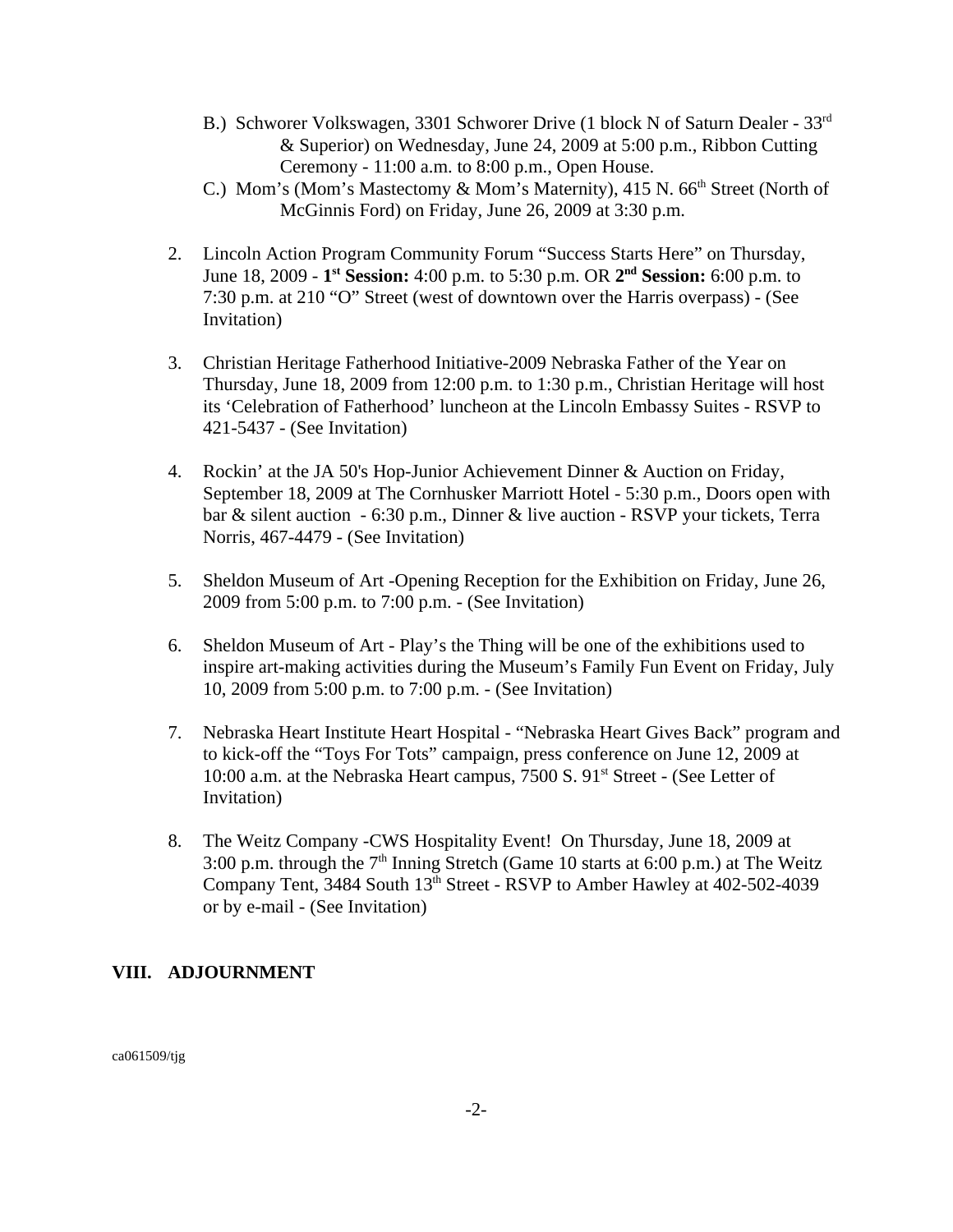B.) Schworer Volkswagen, 3301 Schworer Drive (1 block N of Saturn Dealer - 33rd & Superior) on Wednesday, June 24, 2009 at 5:00 p.m., Ribbon Cutting Ceremony - 11:00 a.m. to 8:00 p.m., Open House.

C.) Mom's (Mom's Mastectomy & Mom's Maternity), 415 N. 66th Street (North of McGinnis Ford) on Friday, June 26, 2009 at 3:30 p.m.

2. Lincoln Action Program Community Forum "Success Starts Here" on Thursday, June 18, 2009 - **1st Session:** 4:00 p.m. to 5:30 p.m. OR **2nd Session:** 6:00 p.m. to 7:30 p.m. at 210 "O" Street (west of downtown over the Harris overpass) - (See Invitation)

3. Christian Heritage Fatherhood Initiative-2009 Nebraska Father of the Year on Thursday, June 18, 2009 from 12:00 p.m. to 1:30 p.m., Christian Heritage will host its 'Celebration of Fatherhood' luncheon at the Lincoln Embassy Suites - RSVP to 421-5437 - (See Invitation)

4. Rockin' at the JA 50's Hop-Junior Achievement Dinner & Auction on Friday, September 18, 2009 at The Cornhusker Marriott Hotel - 5:30 p.m., Doors open with bar & silent auction - 6:30 p.m., Dinner & live auction - RSVP your tickets, Terra Norris, 467-4479 - (See Invitation)

5. Sheldon Museum of Art -Opening Reception for the Exhibition on Friday, June 26, 2009 from 5:00 p.m. to 7:00 p.m. - (See Invitation)

6. Sheldon Museum of Art - Play's the Thing will be one of the exhibitions used to inspire art-making activities during the Museum's Family Fun Event on Friday, July 10, 2009 from 5:00 p.m. to 7:00 p.m. - (See Invitation)

7. Nebraska Heart Institute Heart Hospital - "Nebraska Heart Gives Back" program and to kick-off the "Toys For Tots" campaign, press conference on June 12, 2009 at 10:00 a.m. at the Nebraska Heart campus, 7500 S. 91st Street - (See Letter of Invitation)

8. The Weitz Company -CWS Hospitality Event! On Thursday, June 18, 2009 at 3:00 p.m. through the 7th Inning Stretch (Game 10 starts at 6:00 p.m.) at The Weitz Company Tent, 3484 South 13th Street - RSVP to Amber Hawley at 402-502-4039 or by e-mail - (See Invitation)

## VIII. ADJOURNMENT

ca061509/tjg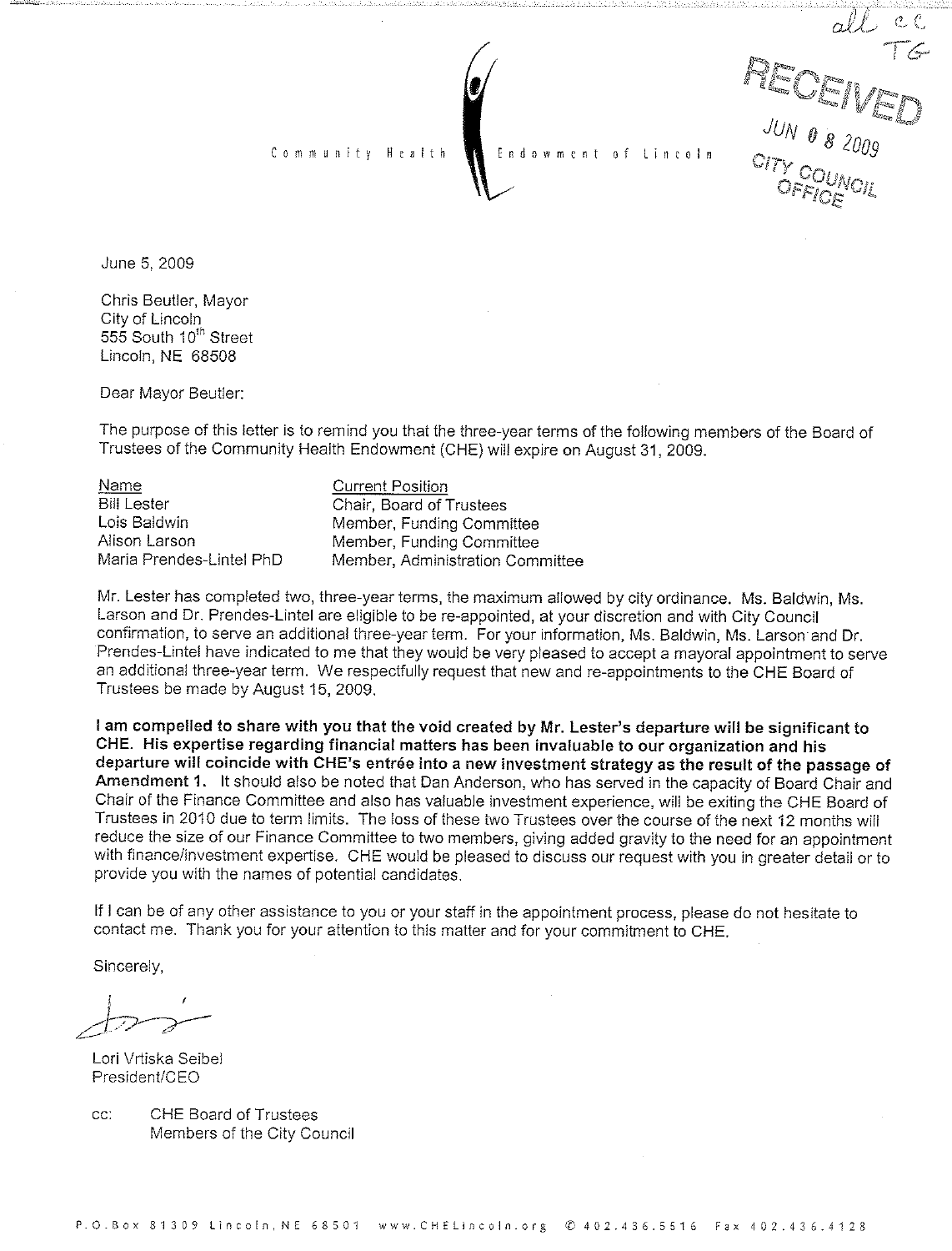all cc
TG

RECEIVED
JUN 08 2009
CITY COUNCIL OFFICE

Community Health Endowment of Lincoln

June 5, 2009

Chris Beutler, Mayor
City of Lincoln
555 South 10th Street
Lincoln, NE 68508

Dear Mayor Beutler:

The purpose of this letter is to remind you that the three-year terms of the following members of the Board of Trustees of the Community Health Endowment (CHE) will expire on August 31, 2009.

| Name | Current Position |
| --- | --- |
| Bill Lester | Chair, Board of Trustees |
| Lois Baldwin | Member, Funding Committee |
| Alison Larson | Member, Funding Committee |
| Maria Prendes-Lintel PhD | Member, Administration Committee |

Mr. Lester has completed two, three-year terms, the maximum allowed by city ordinance. Ms. Baldwin, Ms. Larson and Dr. Prendes-Lintel are eligible to be re-appointed, at your discretion and with City Council confirmation, to serve an additional three-year term. For your information, Ms. Baldwin, Ms. Larson and Dr. Prendes-Lintel have indicated to me that they would be very pleased to accept a mayoral appointment to serve an additional three-year term. We respectfully request that new and re-appointments to the CHE Board of Trustees be made by August 15, 2009.

**I am compelled to share with you that the void created by Mr. Lester's departure will be significant to CHE. His expertise regarding financial matters has been invaluable to our organization and his departure will coincide with CHE's entrée into a new investment strategy as the result of the passage of Amendment 1.** It should also be noted that Dan Anderson, who has served in the capacity of Board Chair and Chair of the Finance Committee and also has valuable investment experience, will be exiting the CHE Board of Trustees in 2010 due to term limits. The loss of these two Trustees over the course of the next 12 months will reduce the size of our Finance Committee to two members, giving added gravity to the need for an appointment with finance/investment expertise. CHE would be pleased to discuss our request with you in greater detail or to provide you with the names of potential candidates.

If I can be of any other assistance to you or your staff in the appointment process, please do not hesitate to contact me. Thank you for your attention to this matter and for your commitment to CHE.

Sincerely,

Lori Vrtiska Seibel
President/CEO

cc: CHE Board of Trustees
Members of the City Council

P.O. Box 81309 Lincoln, NE 68501 www.CHELincoln.org ✆ 402.436.5516 Fax 402.436.4128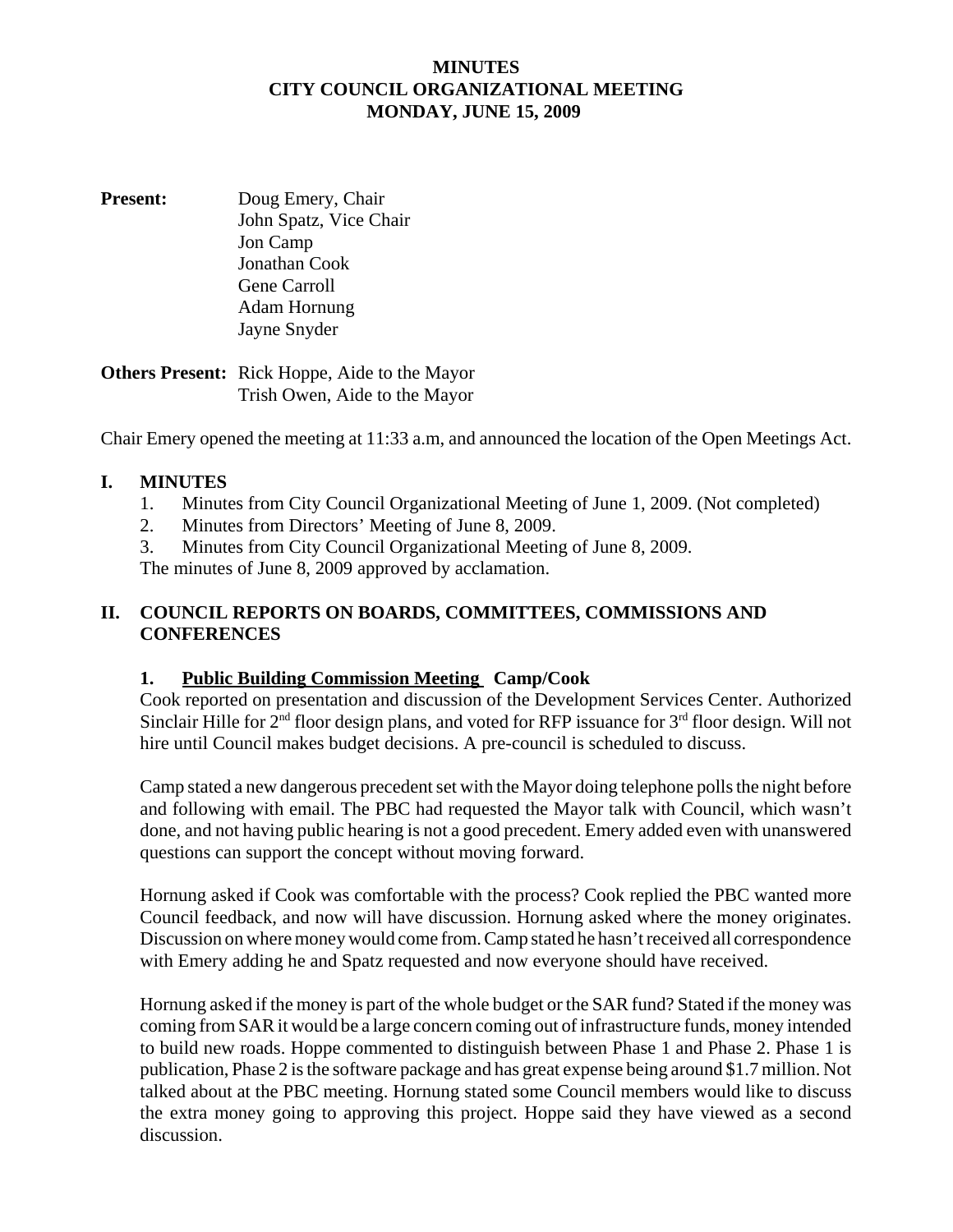# MINUTES
# CITY COUNCIL ORGANIZATIONAL MEETING
# MONDAY, JUNE 15, 2009

**Present:** Doug Emery, Chair
John Spatz, Vice Chair
Jon Camp
Jonathan Cook
Gene Carroll
Adam Hornung
Jayne Snyder

**Others Present:** Rick Hoppe, Aide to the Mayor
Trish Owen, Aide to the Mayor

Chair Emery opened the meeting at 11:33 a.m, and announced the location of the Open Meetings Act.

## I. MINUTES

1. Minutes from City Council Organizational Meeting of June 1, 2009. (Not completed)
2. Minutes from Directors' Meeting of June 8, 2009.
3. Minutes from City Council Organizational Meeting of June 8, 2009.

The minutes of June 8, 2009 approved by acclamation.

## II. COUNCIL REPORTS ON BOARDS, COMMITTEES, COMMISSIONS AND CONFERENCES

### 1. Public Building Commission Meeting Camp/Cook

Cook reported on presentation and discussion of the Development Services Center. Authorized Sinclair Hille for 2nd floor design plans, and voted for RFP issuance for 3rd floor design. Will not hire until Council makes budget decisions. A pre-council is scheduled to discuss.

Camp stated a new dangerous precedent set with the Mayor doing telephone polls the night before and following with email. The PBC had requested the Mayor talk with Council, which wasn't done, and not having public hearing is not a good precedent. Emery added even with unanswered questions can support the concept without moving forward.

Hornung asked if Cook was comfortable with the process? Cook replied the PBC wanted more Council feedback, and now will have discussion. Hornung asked where the money originates. Discussion on where money would come from. Camp stated he hasn't received all correspondence with Emery adding he and Spatz requested and now everyone should have received.

Hornung asked if the money is part of the whole budget or the SAR fund? Stated if the money was coming from SAR it would be a large concern coming out of infrastructure funds, money intended to build new roads. Hoppe commented to distinguish between Phase 1 and Phase 2. Phase 1 is publication, Phase 2 is the software package and has great expense being around $1.7 million. Not talked about at the PBC meeting. Hornung stated some Council members would like to discuss the extra money going to approving this project. Hoppe said they have viewed as a second discussion.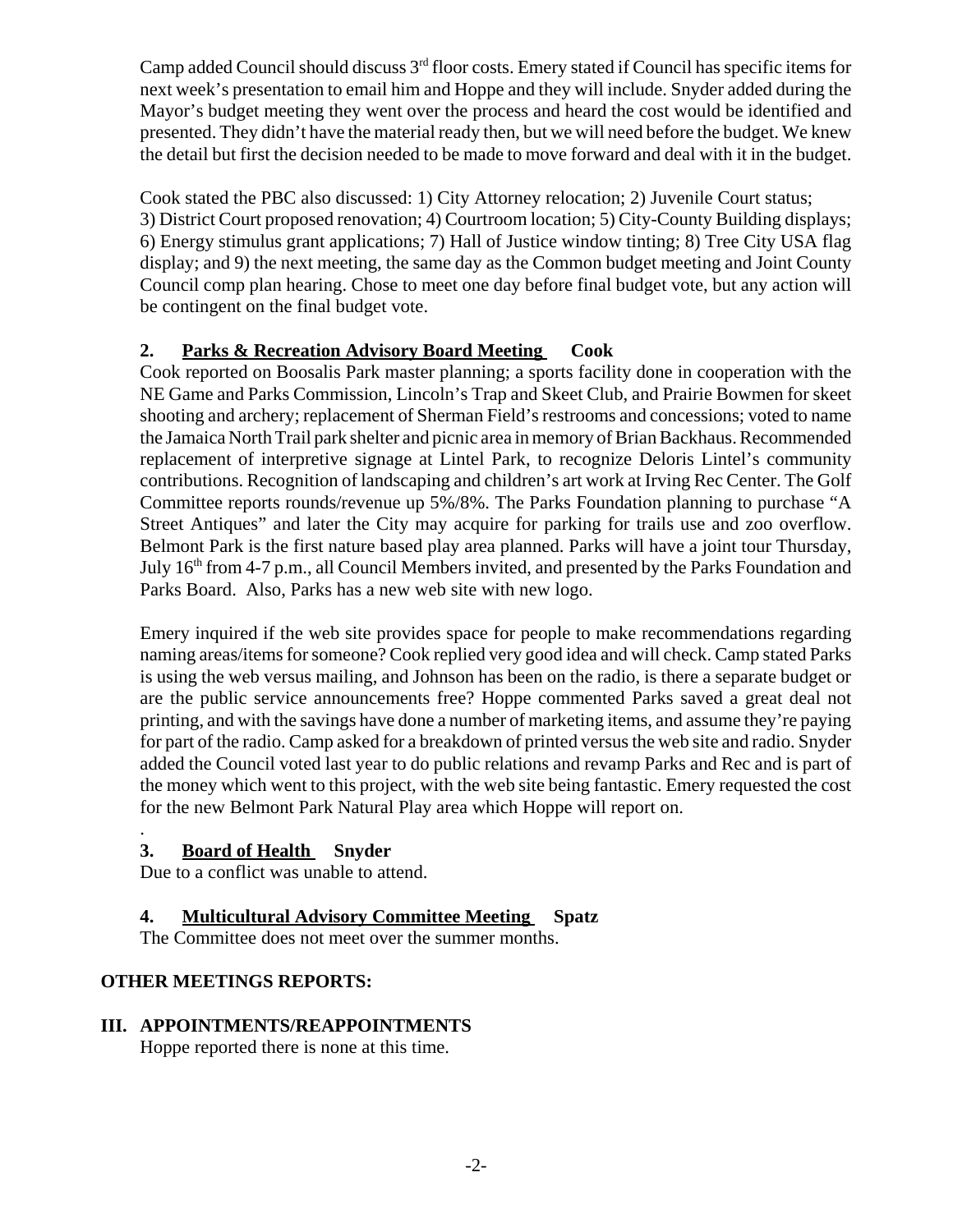Camp added Council should discuss 3rd floor costs. Emery stated if Council has specific items for next week's presentation to email him and Hoppe and they will include. Snyder added during the Mayor's budget meeting they went over the process and heard the cost would be identified and presented. They didn't have the material ready then, but we will need before the budget. We knew the detail but first the decision needed to be made to move forward and deal with it in the budget.

Cook stated the PBC also discussed: 1) City Attorney relocation; 2) Juvenile Court status; 3) District Court proposed renovation; 4) Courtroom location; 5) City-County Building displays; 6) Energy stimulus grant applications; 7) Hall of Justice window tinting; 8) Tree City USA flag display; and 9) the next meeting, the same day as the Common budget meeting and Joint County Council comp plan hearing. Chose to meet one day before final budget vote, but any action will be contingent on the final budget vote.

**2. Parks & Recreation Advisory Board Meeting Cook**

Cook reported on Boosalis Park master planning; a sports facility done in cooperation with the NE Game and Parks Commission, Lincoln's Trap and Skeet Club, and Prairie Bowmen for skeet shooting and archery; replacement of Sherman Field's restrooms and concessions; voted to name the Jamaica North Trail park shelter and picnic area in memory of Brian Backhaus. Recommended replacement of interpretive signage at Lintel Park, to recognize Deloris Lintel's community contributions. Recognition of landscaping and children's art work at Irving Rec Center. The Golf Committee reports rounds/revenue up 5%/8%. The Parks Foundation planning to purchase "A Street Antiques" and later the City may acquire for parking for trails use and zoo overflow. Belmont Park is the first nature based play area planned. Parks will have a joint tour Thursday, July 16th from 4-7 p.m., all Council Members invited, and presented by the Parks Foundation and Parks Board. Also, Parks has a new web site with new logo.

Emery inquired if the web site provides space for people to make recommendations regarding naming areas/items for someone? Cook replied very good idea and will check. Camp stated Parks is using the web versus mailing, and Johnson has been on the radio, is there a separate budget or are the public service announcements free? Hoppe commented Parks saved a great deal not printing, and with the savings have done a number of marketing items, and assume they're paying for part of the radio. Camp asked for a breakdown of printed versus the web site and radio. Snyder added the Council voted last year to do public relations and revamp Parks and Rec and is part of the money which went to this project, with the web site being fantastic. Emery requested the cost for the new Belmont Park Natural Play area which Hoppe will report on.

.

**3. Board of Health Snyder**

Due to a conflict was unable to attend.

**4. Multicultural Advisory Committee Meeting Spatz**

The Committee does not meet over the summer months.

**OTHER MEETINGS REPORTS:**

**III. APPOINTMENTS/REAPPOINTMENTS**

Hoppe reported there is none at this time.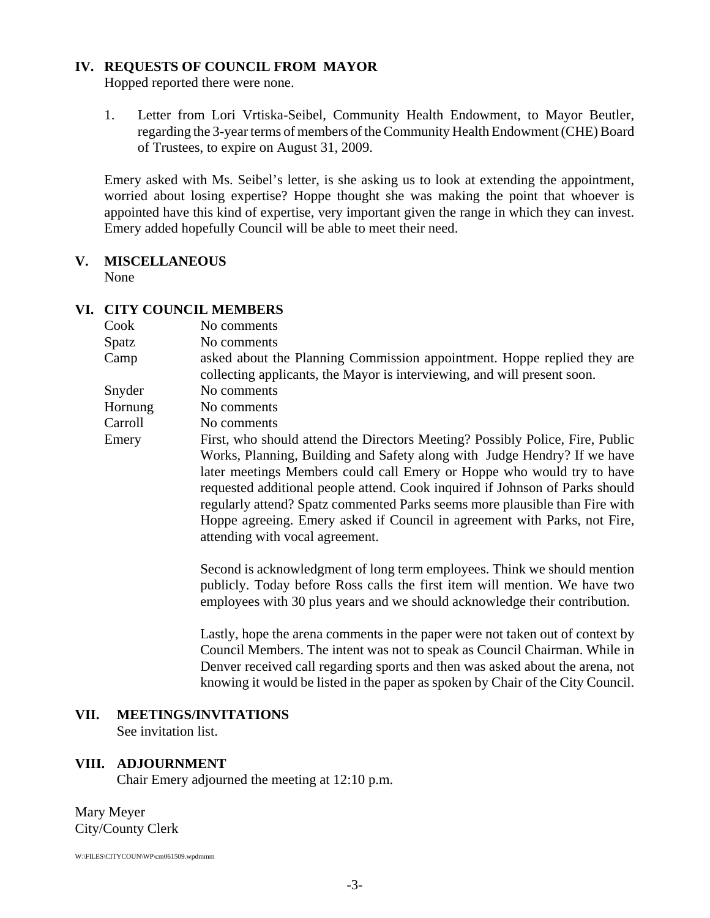## IV. REQUESTS OF COUNCIL FROM MAYOR

Hopped reported there were none.

1. Letter from Lori Vrtiska-Seibel, Community Health Endowment, to Mayor Beutler, regarding the 3-year terms of members of the Community Health Endowment (CHE) Board of Trustees, to expire on August 31, 2009.

Emery asked with Ms. Seibel's letter, is she asking us to look at extending the appointment, worried about losing expertise? Hoppe thought she was making the point that whoever is appointed have this kind of expertise, very important given the range in which they can invest. Emery added hopefully Council will be able to meet their need.

## V. MISCELLANEOUS

None

## VI. CITY COUNCIL MEMBERS

| | |
|---|---|
| Cook | No comments |
| Spatz | No comments |
| Camp | asked about the Planning Commission appointment. Hoppe replied they are collecting applicants, the Mayor is interviewing, and will present soon. |
| Snyder | No comments |
| Hornung | No comments |
| Carroll | No comments |
| Emery | First, who should attend the Directors Meeting? Possibly Police, Fire, Public Works, Planning, Building and Safety along with Judge Hendry? If we have later meetings Members could call Emery or Hoppe who would try to have requested additional people attend. Cook inquired if Johnson of Parks should regularly attend? Spatz commented Parks seems more plausible than Fire with Hoppe agreeing. Emery asked if Council in agreement with Parks, not Fire, attending with vocal agreement. |

Second is acknowledgment of long term employees. Think we should mention publicly. Today before Ross calls the first item will mention. We have two employees with 30 plus years and we should acknowledge their contribution.

Lastly, hope the arena comments in the paper were not taken out of context by Council Members. The intent was not to speak as Council Chairman. While in Denver received call regarding sports and then was asked about the arena, not knowing it would be listed in the paper as spoken by Chair of the City Council.

## VII. MEETINGS/INVITATIONS

See invitation list.

## VIII. ADJOURNMENT

Chair Emery adjourned the meeting at 12:10 p.m.

Mary Meyer
City/County Clerk

W:\FILES\CITYCOUN\WP\cm061509.wpdmmm